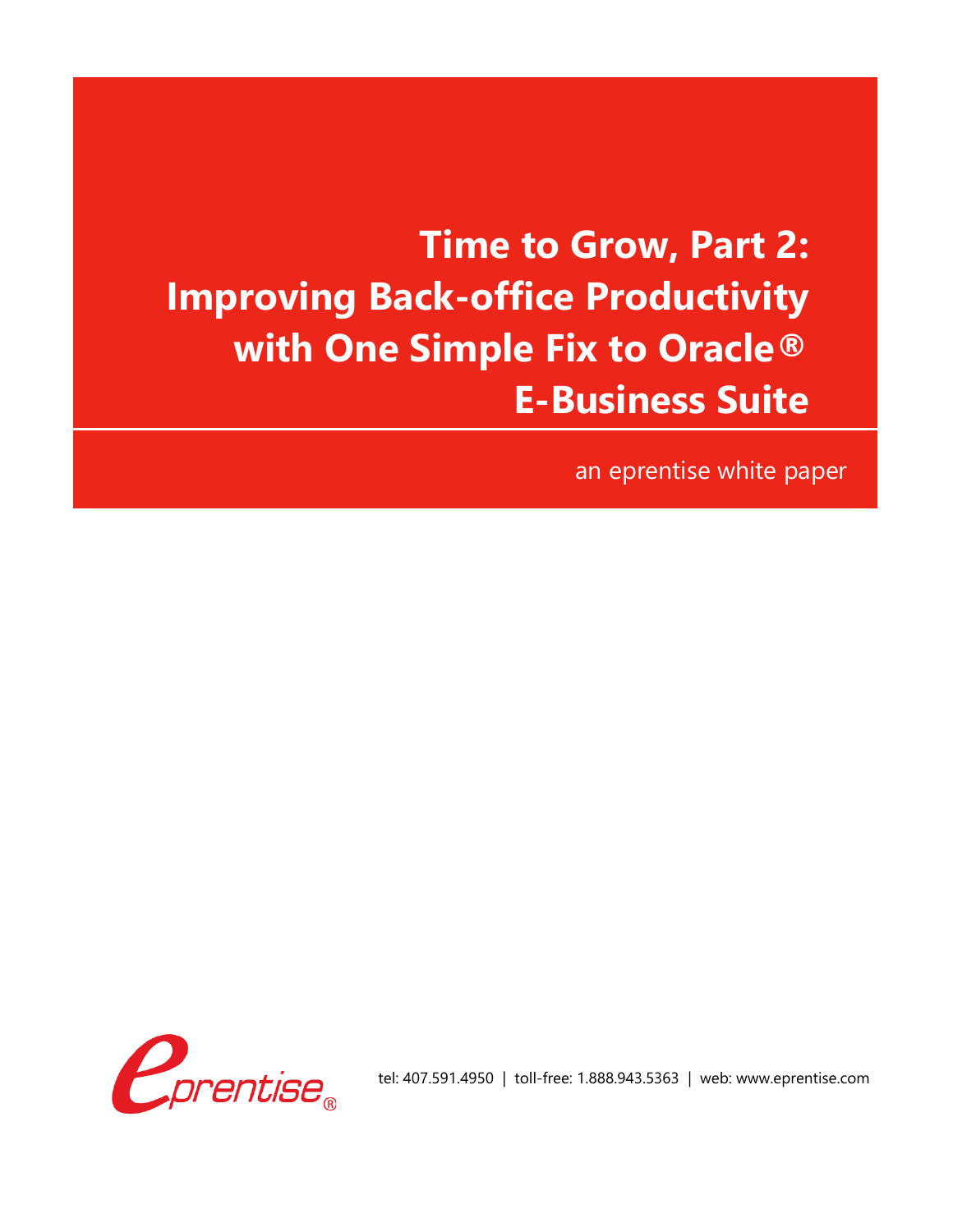# Time to Grow, Part 2: Improving Back-office Productivity with One Simple Fix to Oracle® E-Business Suite

an eprentise white paper

tel: 407.591.4950 | toll-free: 1.888.943.5363 | web: www.eprentise.com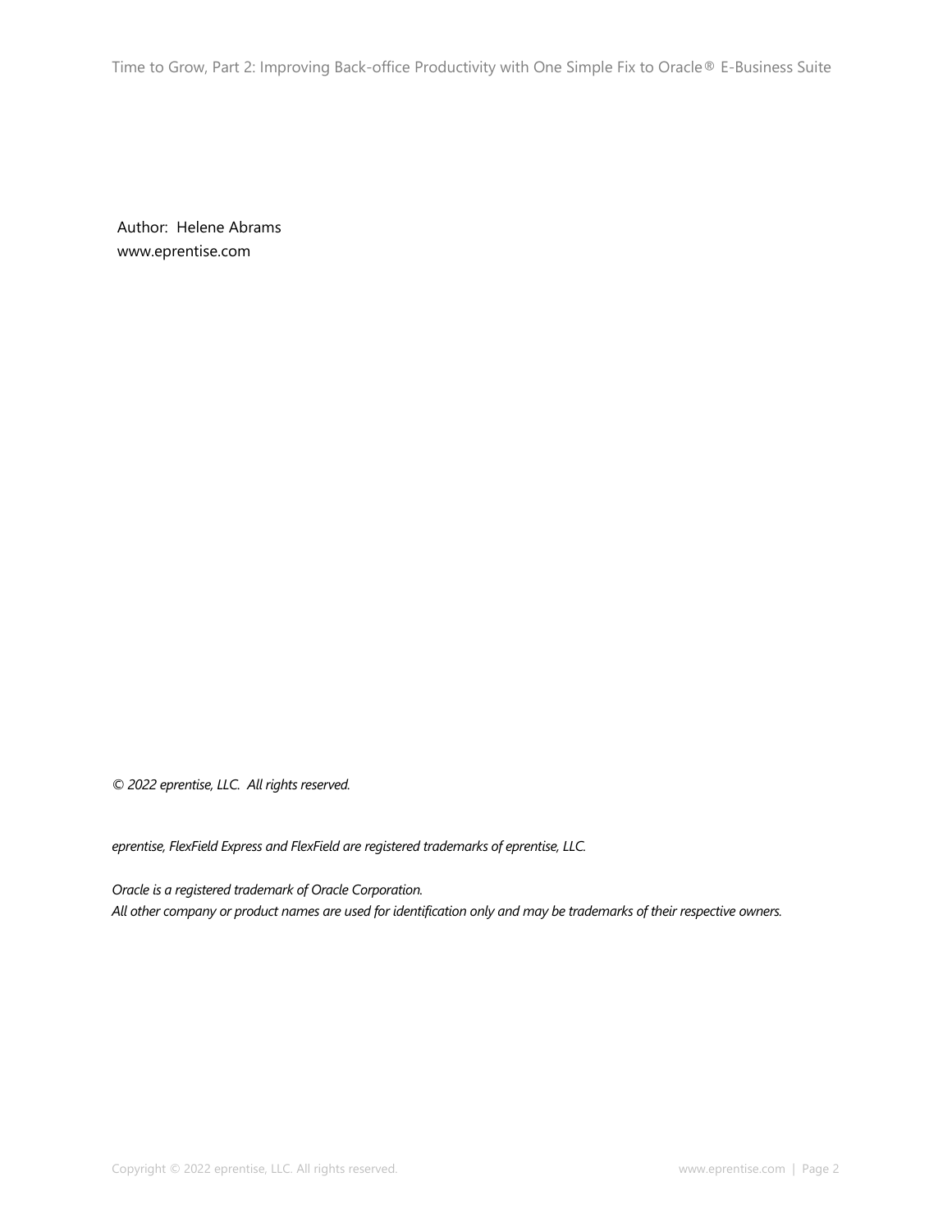Author: Helene Abrams
www.eprentise.com

*© 2022 eprentise, LLC. All rights reserved.*

*eprentise, FlexField Express and FlexField are registered trademarks of eprentise, LLC.*

*Oracle is a registered trademark of Oracle Corporation.*
*All other company or product names are used for identification only and may be trademarks of their respective owners.*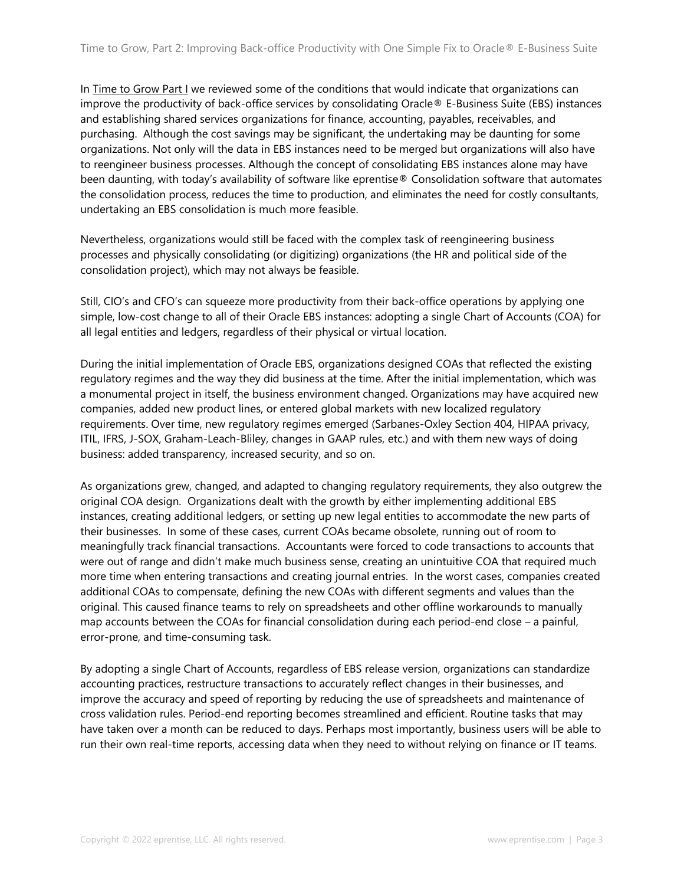In Time to Grow Part I we reviewed some of the conditions that would indicate that organizations can improve the productivity of back-office services by consolidating Oracle® E-Business Suite (EBS) instances and establishing shared services organizations for finance, accounting, payables, receivables, and purchasing. Although the cost savings may be significant, the undertaking may be daunting for some organizations. Not only will the data in EBS instances need to be merged but organizations will also have to reengineer business processes. Although the concept of consolidating EBS instances alone may have been daunting, with today's availability of software like eprentise® Consolidation software that automates the consolidation process, reduces the time to production, and eliminates the need for costly consultants, undertaking an EBS consolidation is much more feasible.

Nevertheless, organizations would still be faced with the complex task of reengineering business processes and physically consolidating (or digitizing) organizations (the HR and political side of the consolidation project), which may not always be feasible.

Still, CIO's and CFO's can squeeze more productivity from their back-office operations by applying one simple, low-cost change to all of their Oracle EBS instances: adopting a single Chart of Accounts (COA) for all legal entities and ledgers, regardless of their physical or virtual location.

During the initial implementation of Oracle EBS, organizations designed COAs that reflected the existing regulatory regimes and the way they did business at the time. After the initial implementation, which was a monumental project in itself, the business environment changed. Organizations may have acquired new companies, added new product lines, or entered global markets with new localized regulatory requirements. Over time, new regulatory regimes emerged (Sarbanes-Oxley Section 404, HIPAA privacy, ITIL, IFRS, J-SOX, Graham-Leach-Bliley, changes in GAAP rules, etc.) and with them new ways of doing business: added transparency, increased security, and so on.

As organizations grew, changed, and adapted to changing regulatory requirements, they also outgrew the original COA design. Organizations dealt with the growth by either implementing additional EBS instances, creating additional ledgers, or setting up new legal entities to accommodate the new parts of their businesses. In some of these cases, current COAs became obsolete, running out of room to meaningfully track financial transactions. Accountants were forced to code transactions to accounts that were out of range and didn't make much business sense, creating an unintuitive COA that required much more time when entering transactions and creating journal entries. In the worst cases, companies created additional COAs to compensate, defining the new COAs with different segments and values than the original. This caused finance teams to rely on spreadsheets and other offline workarounds to manually map accounts between the COAs for financial consolidation during each period-end close – a painful, error-prone, and time-consuming task.

By adopting a single Chart of Accounts, regardless of EBS release version, organizations can standardize accounting practices, restructure transactions to accurately reflect changes in their businesses, and improve the accuracy and speed of reporting by reducing the use of spreadsheets and maintenance of cross validation rules. Period-end reporting becomes streamlined and efficient. Routine tasks that may have taken over a month can be reduced to days. Perhaps most importantly, business users will be able to run their own real-time reports, accessing data when they need to without relying on finance or IT teams.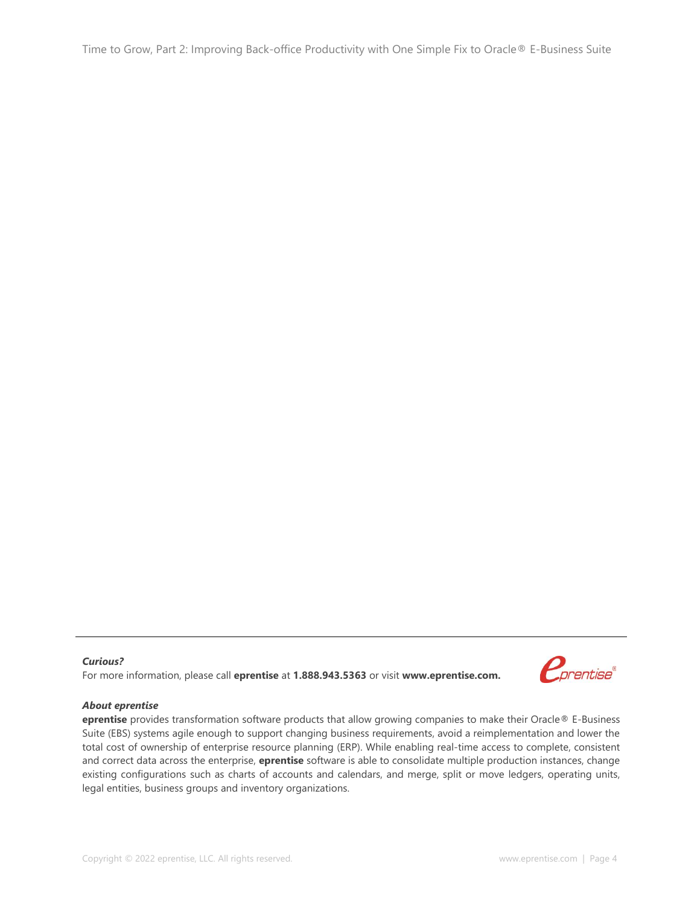***Curious?***

For more information, please call **eprentise** at **1.888.943.5363** or visit **www.eprentise.com.**

***About eprentise***

**eprentise** provides transformation software products that allow growing companies to make their Oracle® E-Business Suite (EBS) systems agile enough to support changing business requirements, avoid a reimplementation and lower the total cost of ownership of enterprise resource planning (ERP). While enabling real-time access to complete, consistent and correct data across the enterprise, **eprentise** software is able to consolidate multiple production instances, change existing configurations such as charts of accounts and calendars, and merge, split or move ledgers, operating units, legal entities, business groups and inventory organizations.